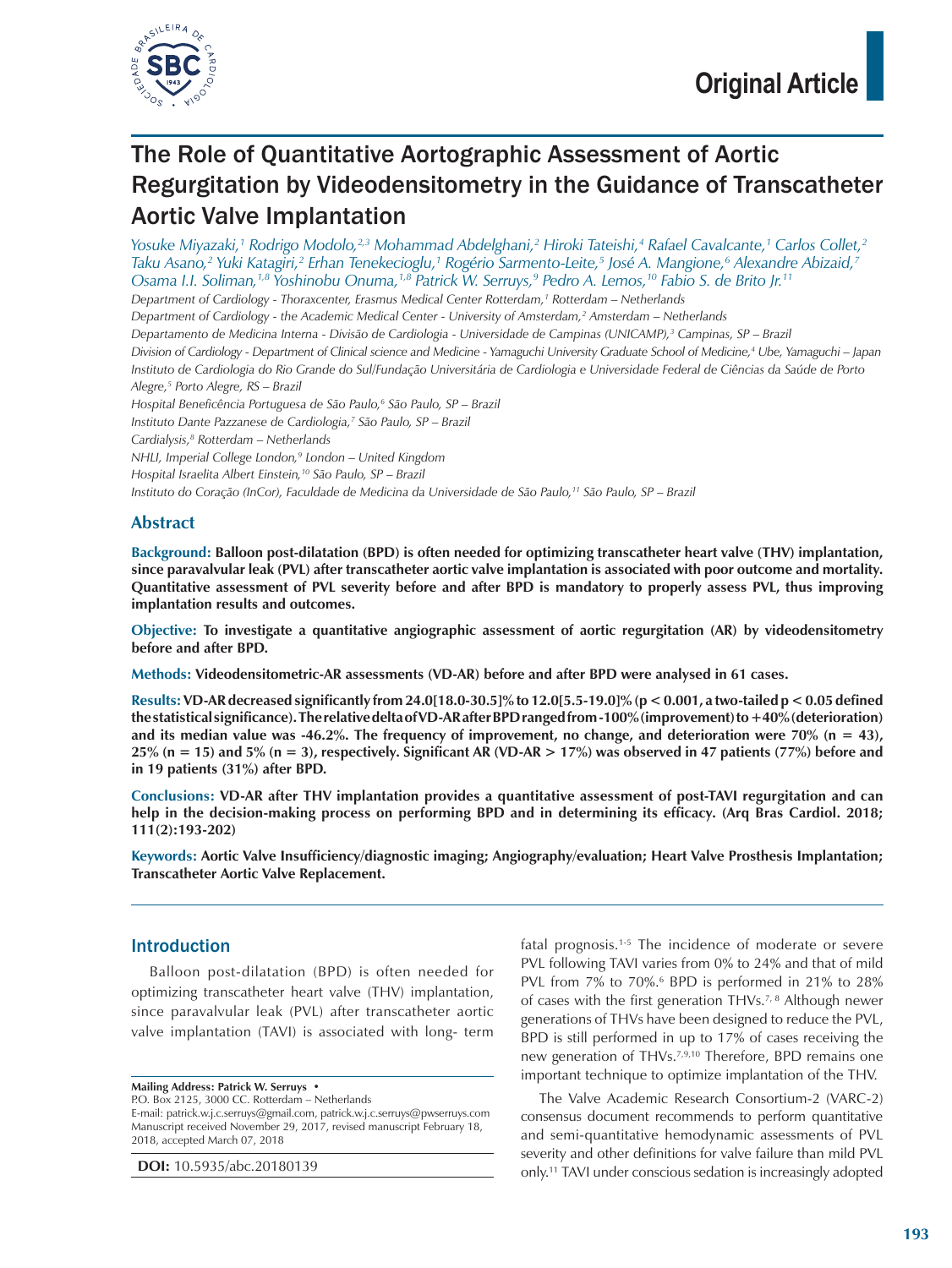Original Article

# The Role of Quantitative Aortographic Assessment of Aortic Regurgitation by Videodensitometry in the Guidance of Transcatheter Aortic Valve Implantation

*Yosuke Miyazaki,[1] Rodrigo Modolo,[2,3] Mohammad Abdelghani,[2] Hiroki Tateishi,[4] Rafael Cavalcante,[1] Carlos Collet,[2] Taku Asano,[2] Yuki Katagiri,[2] Erhan Tenekecioglu,[1] Rogério Sarmento-Leite,[5] José A. Mangione,[6] Alexandre Abizaid,[7] Osama I.I. Soliman,[1,8] Yoshinobu Onuma,[1,8] Patrick W. Serruys,[9] Pedro A. Lemos,[10] Fabio S. de Brito Jr.[11]*

*Department of Cardiology - Thoraxcenter, Erasmus Medical Center Rotterdam,[1] Rotterdam – Netherlands*

*Department of Cardiology - the Academic Medical Center - University of Amsterdam,[2] Amsterdam – Netherlands*

*Departamento de Medicina Interna - Divisão de Cardiologia - Universidade de Campinas (UNICAMP),[3] Campinas, SP – Brazil*

*Division of Cardiology - Department of Clinical science and Medicine - Yamaguchi University Graduate School of Medicine,[4] Ube, Yamaguchi – Japan*

*Instituto de Cardiologia do Rio Grande do Sul/Fundação Universitária de Cardiologia e Universidade Federal de Ciências da Saúde de Porto Alegre,[5] Porto Alegre, RS – Brazil*

*Hospital Beneficência Portuguesa de São Paulo,[6] São Paulo, SP – Brazil*

*Instituto Dante Pazzanese de Cardiologia,[7] São Paulo, SP – Brazil*

*Cardialysis,[8] Rotterdam – Netherlands*

*NHLI, Imperial College London,[9] London – United Kingdom*

*Hospital Israelita Albert Einstein,[10] São Paulo, SP – Brazil*

*Instituto do Coração (InCor), Faculdade de Medicina da Universidade de São Paulo,[11] São Paulo, SP – Brazil*

## Abstract

**Background: Balloon post-dilatation (BPD) is often needed for optimizing transcatheter heart valve (THV) implantation, since paravalvular leak (PVL) after transcatheter aortic valve implantation is associated with poor outcome and mortality. Quantitative assessment of PVL severity before and after BPD is mandatory to properly assess PVL, thus improving implantation results and outcomes.**

**Objective: To investigate a quantitative angiographic assessment of aortic regurgitation (AR) by videodensitometry before and after BPD.**

**Methods: Videodensitometric-AR assessments (VD-AR) before and after BPD were analysed in 61 cases.**

**Results: VD-AR decreased significantly from 24.0[18.0-30.5]% to 12.0[5.5-19.0]% ($p < 0.001$, a two-tailed $p < 0.05$ defined the statistical significance). The relative delta of VD-AR after BPD ranged from -100% (improvement) to +40% (deterioration) and its median value was -46.2%. The frequency of improvement, no change, and deterioration were 70% (n = 43), 25% (n = 15) and 5% (n = 3), respectively. Significant AR (VD-AR > 17%) was observed in 47 patients (77%) before and in 19 patients (31%) after BPD.**

**Conclusions: VD-AR after THV implantation provides a quantitative assessment of post-TAVI regurgitation and can help in the decision-making process on performing BPD and in determining its efficacy. (Arq Bras Cardiol. 2018; 111(2):193-202)**

**Keywords: Aortic Valve Insufficiency/diagnostic imaging; Angiography/evaluation; Heart Valve Prosthesis Implantation; Transcatheter Aortic Valve Replacement.**

## Introduction

Balloon post-dilatation (BPD) is often needed for optimizing transcatheter heart valve (THV) implantation, since paravalvular leak (PVL) after transcatheter aortic valve implantation (TAVI) is associated with long- term fatal prognosis.[1-5] The incidence of moderate or severe PVL following TAVI varies from 0% to 24% and that of mild PVL from 7% to 70%.[6] BPD is performed in 21% to 28% of cases with the first generation THVs.[7,8] Although newer generations of THVs have been designed to reduce the PVL, BPD is still performed in up to 17% of cases receiving the new generation of THVs.[7,9,10] Therefore, BPD remains one important technique to optimize implantation of the THV.

The Valve Academic Research Consortium-2 (VARC-2) consensus document recommends to perform quantitative and semi-quantitative hemodynamic assessments of PVL severity and other definitions for valve failure than mild PVL only.[11] TAVI under conscious sedation is increasingly adopted

**Mailing Address: Patrick W. Serruys •**
P.O. Box 2125, 3000 CC. Rotterdam – Netherlands
E-mail: patrick.w.j.c.serruys@gmail.com, patrick.w.j.c.serruys@pwserruys.com
Manuscript received November 29, 2017, revised manuscript February 18, 2018, accepted March 07, 2018

**DOI:** 10.5935/abc.20180139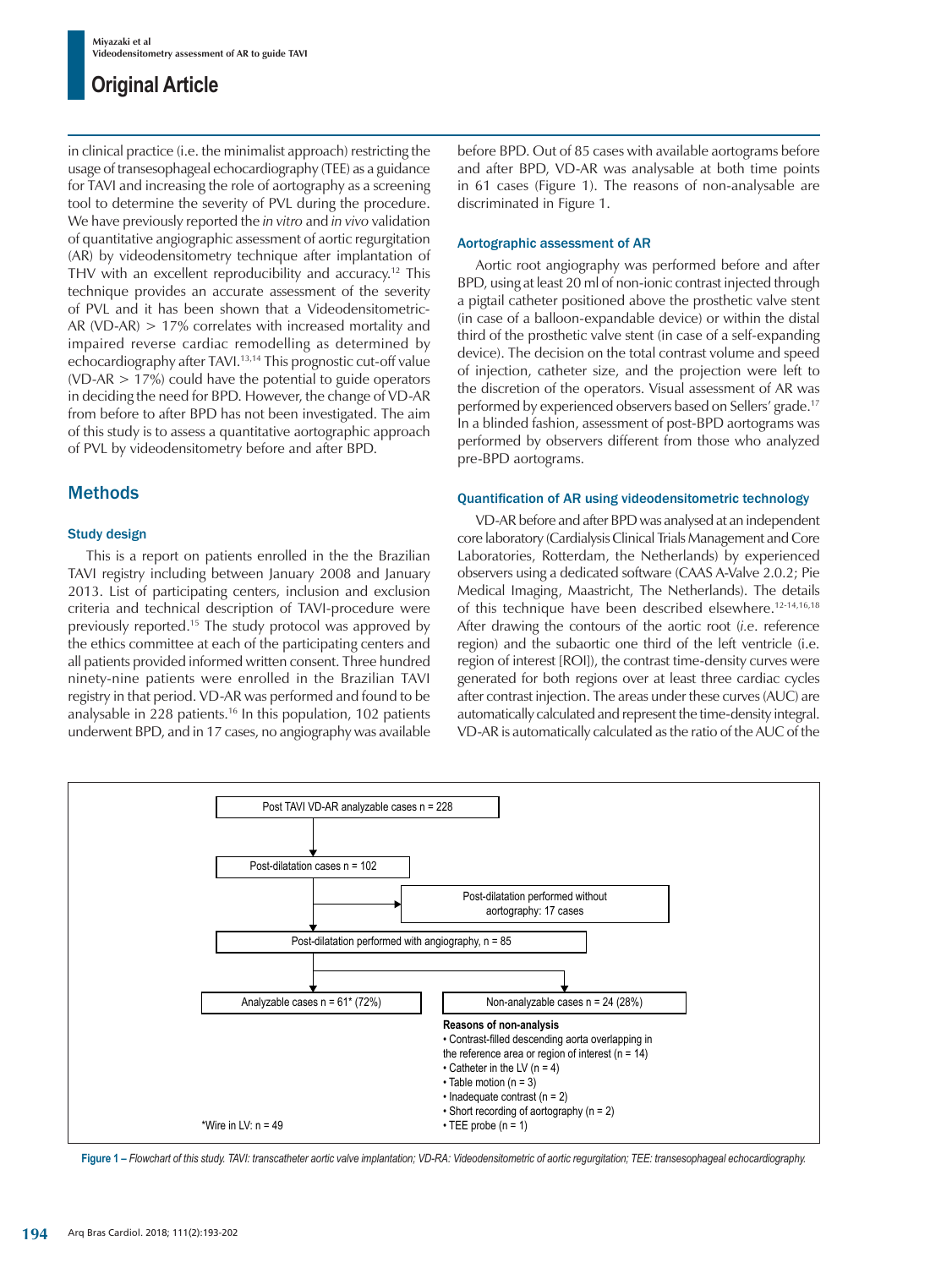in clinical practice (i.e. the minimalist approach) restricting the usage of transesophageal echocardiography (TEE) as a guidance for TAVI and increasing the role of aortography as a screening tool to determine the severity of PVL during the procedure. We have previously reported the *in vitro* and *in vivo* validation of quantitative angiographic assessment of aortic regurgitation (AR) by videodensitometry technique after implantation of THV with an excellent reproducibility and accuracy.[12] This technique provides an accurate assessment of the severity of PVL and it has been shown that a Videodensitometric-AR (VD-AR) > 17% correlates with increased mortality and impaired reverse cardiac remodelling as determined by echocardiography after TAVI.[13,14] This prognostic cut-off value (VD-AR > 17%) could have the potential to guide operators in deciding the need for BPD. However, the change of VD-AR from before to after BPD has not been investigated. The aim of this study is to assess a quantitative aortographic approach of PVL by videodensitometry before and after BPD.

## Methods

### Study design

This is a report on patients enrolled in the the Brazilian TAVI registry including between January 2008 and January 2013. List of participating centers, inclusion and exclusion criteria and technical description of TAVI-procedure were previously reported.[15] The study protocol was approved by the ethics committee at each of the participating centers and all patients provided informed written consent. Three hundred ninety-nine patients were enrolled in the Brazilian TAVI registry in that period. VD-AR was performed and found to be analysable in 228 patients.[16] In this population, 102 patients underwent BPD, and in 17 cases, no angiography was available before BPD. Out of 85 cases with available aortograms before and after BPD, VD-AR was analysable at both time points in 61 cases (Figure 1). The reasons of non-analysable are discriminated in Figure 1.

### Aortographic assessment of AR

Aortic root angiography was performed before and after BPD, using at least 20 ml of non-ionic contrast injected through a pigtail catheter positioned above the prosthetic valve stent (in case of a balloon-expandable device) or within the distal third of the prosthetic valve stent (in case of a self-expanding device). The decision on the total contrast volume and speed of injection, catheter size, and the projection were left to the discretion of the operators. Visual assessment of AR was performed by experienced observers based on Sellers' grade.[17] In a blinded fashion, assessment of post-BPD aortograms was performed by observers different from those who analyzed pre-BPD aortograms.

### Quantification of AR using videodensitometric technology

VD-AR before and after BPD was analysed at an independent core laboratory (Cardialysis Clinical Trials Management and Core Laboratories, Rotterdam, the Netherlands) by experienced observers using a dedicated software (CAAS A-Valve 2.0.2; Pie Medical Imaging, Maastricht, The Netherlands). The details of this technique have been described elsewhere.[12-14,16,18] After drawing the contours of the aortic root (*i.e.* reference region) and the subaortic one third of the left ventricle (i.e. region of interest [ROI]), the contrast time-density curves were generated for both regions over at least three cardiac cycles after contrast injection. The areas under these curves (AUC) are automatically calculated and represent the time-density integral. VD-AR is automatically calculated as the ratio of the AUC of the

Post TAVI VD-AR analyzable cases n = 228
→ Post-dilatation cases n = 102
→ Post-dilatation performed without aortography: 17 cases
→ Post-dilatation performed with angiography, n = 85
→ Analyzable cases n = 61* (72%)
→ Non-analyzable cases n = 24 (28%)

**Reasons of non-analysis**
- Contrast-filled descending aorta overlapping in the reference area or region of interest (n = 14)
- Catheter in the LV (n = 4)
- Table motion (n = 3)
- Inadequate contrast (n = 2)
- Short recording of aortography (n = 2)
- TEE probe (n = 1)

*Wire in LV: n = 49

**Figure 1 –** *Flowchart of this study. TAVI: transcatheter aortic valve implantation; VD-RA: Videodensitometric of aortic regurgitation; TEE: transesophageal echocardiography.*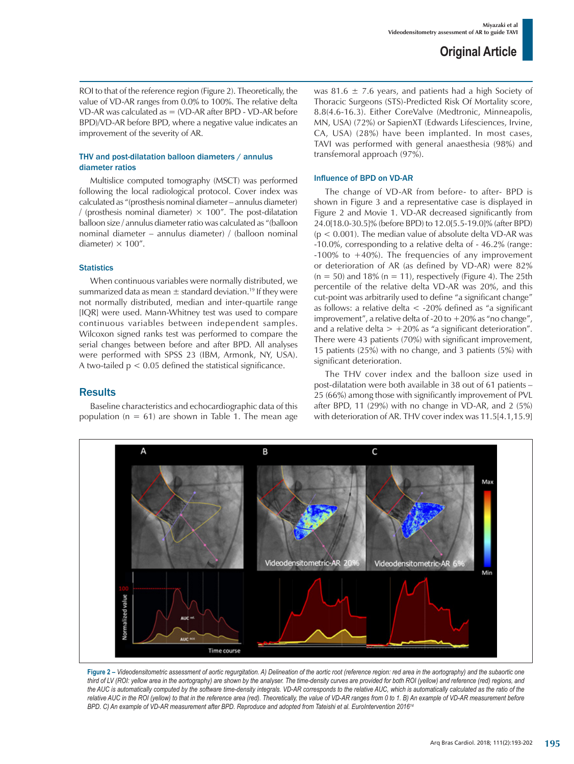ROI to that of the reference region (Figure 2). Theoretically, the value of VD-AR ranges from 0.0% to 100%. The relative delta VD-AR was calculated as = (VD-AR after BPD - VD-AR before BPD)/VD-AR before BPD, where a negative value indicates an improvement of the severity of AR.

### THV and post-dilatation balloon diameters / annulus diameter ratios

Multislice computed tomography (MSCT) was performed following the local radiological protocol. Cover index was calculated as "(prosthesis nominal diameter – annulus diameter) / (prosthesis nominal diameter) × 100". The post-dilatation balloon size / annulus diameter ratio was calculated as "(balloon nominal diameter – annulus diameter) / (balloon nominal diameter) × 100".

### Statistics

When continuous variables were normally distributed, we summarized data as mean ± standard deviation.[19] If they were not normally distributed, median and inter-quartile range [IQR] were used. Mann-Whitney test was used to compare continuous variables between independent samples. Wilcoxon signed ranks test was performed to compare the serial changes between before and after BPD. All analyses were performed with SPSS 23 (IBM, Armonk, NY, USA). A two-tailed $p < 0.05$ defined the statistical significance.

## Results

Baseline characteristics and echocardiographic data of this population (n = 61) are shown in Table 1. The mean age was 81.6 ± 7.6 years, and patients had a high Society of Thoracic Surgeons (STS)-Predicted Risk Of Mortality score, 8.8(4.6-16.3). Either CoreValve (Medtronic, Minneapolis, MN, USA) (72%) or SapienXT (Edwards Lifesciences, Irvine, CA, USA) (28%) have been implanted. In most cases, TAVI was performed with general anaesthesia (98%) and transfemoral approach (97%).

### Influence of BPD on VD-AR

The change of VD-AR from before- to after- BPD is shown in Figure 3 and a representative case is displayed in Figure 2 and Movie 1. VD-AR decreased significantly from 24.0[18.0-30.5]% (before BPD) to 12.0[5.5-19.0]% (after BPD) ($p < 0.001$). The median value of absolute delta VD-AR was -10.0%, corresponding to a relative delta of - 46.2% (range: -100% to +40%). The frequencies of any improvement or deterioration of AR (as defined by VD-AR) were 82% (n = 50) and 18% (n = 11), respectively (Figure 4). The 25th percentile of the relative delta VD-AR was 20%, and this cut-point was arbitrarily used to define "a significant change" as follows: a relative delta < -20% defined as "a significant improvement", a relative delta of -20 to +20% as "no change", and a relative delta > +20% as "a significant deterioration". There were 43 patients (70%) with significant improvement, 15 patients (25%) with no change, and 3 patients (5%) with significant deterioration.

The THV cover index and the balloon size used in post-dilatation were both available in 38 out of 61 patients – 25 (66%) among those with significantly improvement of PVL after BPD, 11 (29%) with no change in VD-AR, and 2 (5%) with deterioration of AR. THV cover index was 11.5[4.1,15.9]

**Figure 2 –** *Videodensitometric assessment of aortic regurgitation. A) Delineation of the aortic root (reference region: red area in the aortography) and the subaortic one third of LV (ROI: yellow area in the aortography) are shown by the analyser. The time-density curves are provided for both ROI (yellow) and reference (red) regions, and the AUC is automatically computed by the software time-density integrals. VD-AR corresponds to the relative AUC, which is automatically calculated as the ratio of the relative AUC in the ROI (yellow) to that in the reference area (red). Theoretically, the value of VD-AR ranges from 0 to 1. B) An example of VD-AR measurement before BPD. C) An example of VD-AR measurement after BPD. Reproduce and adopted from Tateishi et al. EuroIntervention 2016[14]*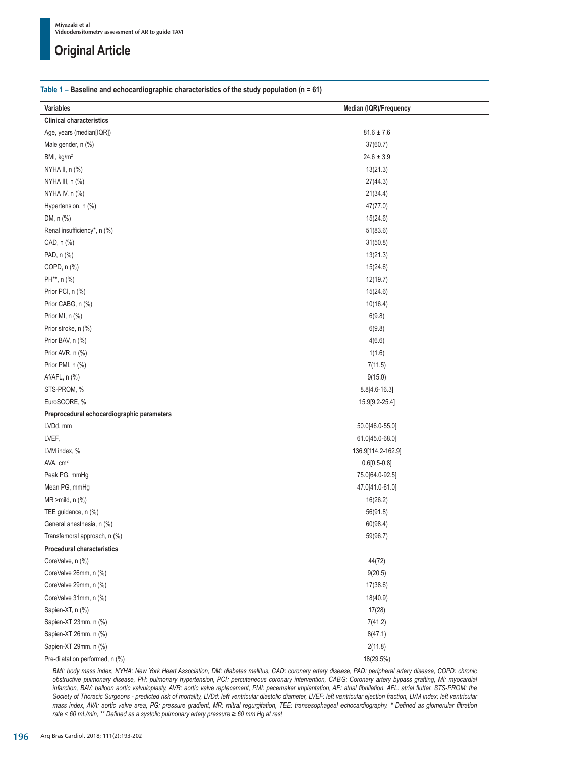## Original Article

**Table 1 – Baseline and echocardiographic characteristics of the study population (n = 61)**

| Variables | Median (IQR)/Frequency |
|---|---|
| **Clinical characteristics** | |
| Age, years (median[IQR]) | 81.6 ± 7.6 |
| Male gender, n (%) | 37(60.7) |
| BMI, kg/m$^2$ | 24.6 ± 3.9 |
| NYHA II, n (%) | 13(21.3) |
| NYHA III, n (%) | 27(44.3) |
| NYHA IV, n (%) | 21(34.4) |
| Hypertension, n (%) | 47(77.0) |
| DM, n (%) | 15(24.6) |
| Renal insufficiency*, n (%) | 51(83.6) |
| CAD, n (%) | 31(50.8) |
| PAD, n (%) | 13(21.3) |
| COPD, n (%) | 15(24.6) |
| PH**, n (%) | 12(19.7) |
| Prior PCI, n (%) | 15(24.6) |
| Prior CABG, n (%) | 10(16.4) |
| Prior MI, n (%) | 6(9.8) |
| Prior stroke, n (%) | 6(9.8) |
| Prior BAV, n (%) | 4(6.6) |
| Prior AVR, n (%) | 1(1.6) |
| Prior PMI, n (%) | 7(11.5) |
| Af/AFL, n (%) | 9(15.0) |
| STS-PROM, % | 8.8[4.6-16.3] |
| EuroSCORE, % | 15.9[9.2-25.4] |
| **Preprocedural echocardiographic parameters** | |
| LVDd, mm | 50.0[46.0-55.0] |
| LVEF, | 61.0[45.0-68.0] |
| LVM index, % | 136.9[114.2-162.9] |
| AVA, cm$^2$ | 0.6[0.5-0.8] |
| Peak PG, mmHg | 75.0[64.0-92.5] |
| Mean PG, mmHg | 47.0[41.0-61.0] |
| MR >mild, n (%) | 16(26.2) |
| TEE guidance, n (%) | 56(91.8) |
| General anesthesia, n (%) | 60(98.4) |
| Transfemoral approach, n (%) | 59(96.7) |
| **Procedural characteristics** | |
| CoreValve, n (%) | 44(72) |
| CoreValve 26mm, n (%) | 9(20.5) |
| CoreValve 29mm, n (%) | 17(38.6) |
| CoreValve 31mm, n (%) | 18(40.9) |
| Sapien-XT, n (%) | 17(28) |
| Sapien-XT 23mm, n (%) | 7(41.2) |
| Sapien-XT 26mm, n (%) | 8(47.1) |
| Sapien-XT 29mm, n (%) | 2(11.8) |
| Pre-dilatation performed, n (%) | 18(29.5%) |

*BMI: body mass index, NYHA: New York Heart Association, DM: diabetes mellitus, CAD: coronary artery disease, PAD: peripheral artery disease, COPD: chronic obstructive pulmonary disease, PH: pulmonary hypertension, PCI: percutaneous coronary intervention, CABG: Coronary artery bypass grafting, MI: myocardial infarction, BAV: balloon aortic valvuloplasty, AVR: aortic valve replacement, PMI: pacemaker implantation, AF: atrial fibrillation, AFL: atrial flutter, STS-PROM: the Society of Thoracic Surgeons - predicted risk of mortality, LVDd: left ventricular diastolic diameter, LVEF: left ventricular ejection fraction, LVM index: left ventricular mass index, AVA: aortic valve area, PG: pressure gradient, MR: mitral regurgitation, TEE: transesophageal echocardiography. * Defined as glomerular filtration rate < 60 mL/min, ** Defined as a systolic pulmonary artery pressure ≥ 60 mm Hg at rest*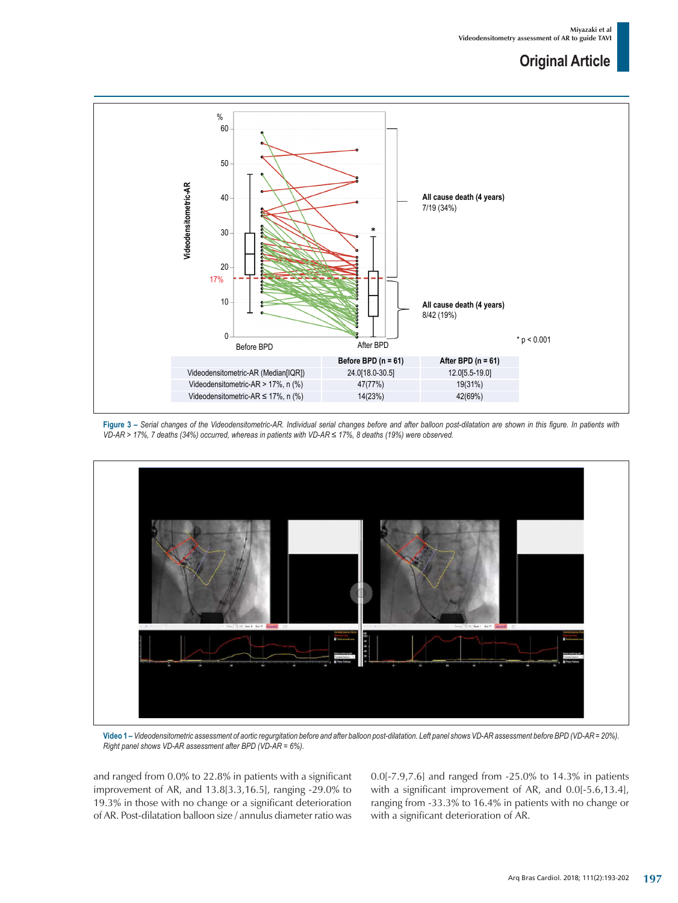| | Before BPD (n = 61) | After BPD (n = 61) |
|---|---|---|
| Videodensitometric-AR (Median[IQR]) | 24.0[18.0-30.5] | 12.0[5.5-19.0] |
| Videodensitometric-AR > 17%, n (%) | 47(77%) | 19(31%) |
| Videodensitometric-AR ≤ 17%, n (%) | 14(23%) | 42(69%) |

**Figure 3 –** *Serial changes of the Videodensitometric-AR. Individual serial changes before and after balloon post-dilatation are shown in this figure. In patients with VD-AR > 17%, 7 deaths (34%) occurred, whereas in patients with VD-AR ≤ 17%, 8 deaths (19%) were observed.*

**Video 1 –** *Videodensitometric assessment of aortic regurgitation before and after balloon post-dilatation. Left panel shows VD-AR assessment before BPD (VD-AR = 20%). Right panel shows VD-AR assessment after BPD (VD-AR = 6%).*

and ranged from 0.0% to 22.8% in patients with a significant improvement of AR, and 13.8[3.3,16.5], ranging -29.0% to 19.3% in those with no change or a significant deterioration of AR. Post-dilatation balloon size / annulus diameter ratio was 0.0[-7.9,7.6] and ranged from -25.0% to 14.3% in patients with a significant improvement of AR, and 0.0[-5.6,13.4], ranging from -33.3% to 16.4% in patients with no change or with a significant deterioration of AR.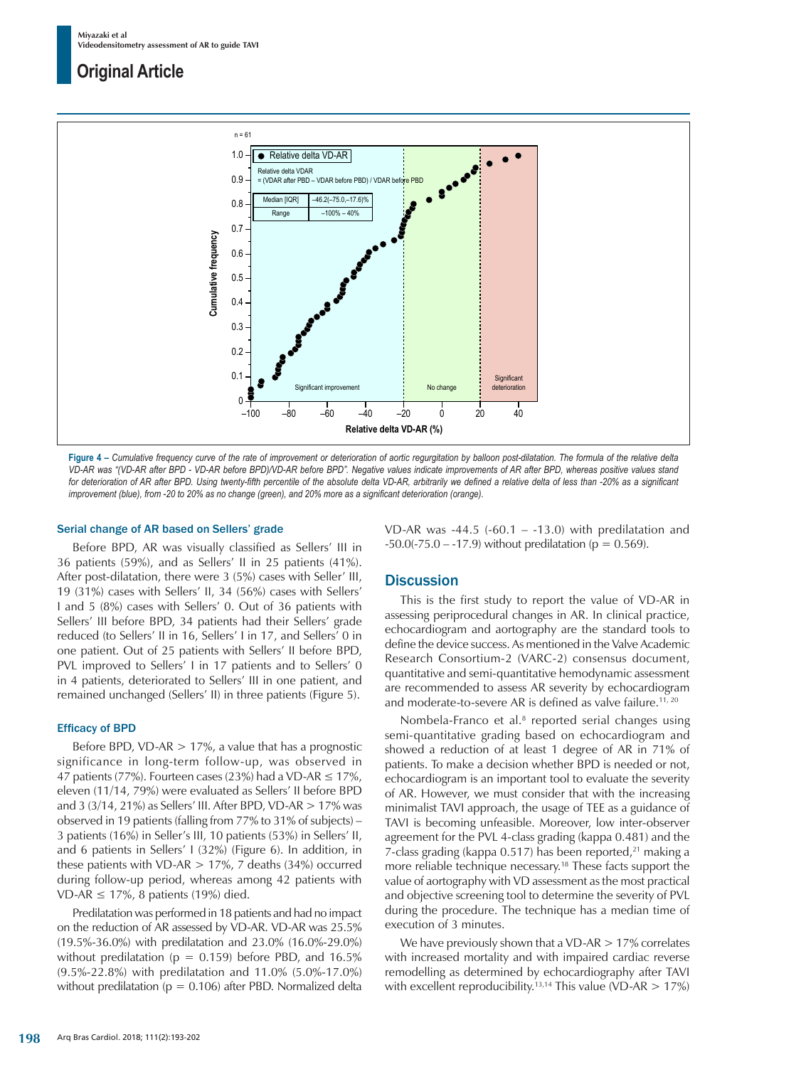Figure 4 – *Cumulative frequency curve of the rate of improvement or deterioration of aortic regurgitation by balloon post-dilatation. The formula of the relative delta VD-AR was "(VD-AR after BPD - VD-AR before BPD)/VD-AR before BPD". Negative values indicate improvements of AR after BPD, whereas positive values stand for deterioration of AR after BPD. Using twenty-fifth percentile of the absolute delta VD-AR, arbitrarily we defined a relative delta of less than -20% as a significant improvement (blue), from -20 to 20% as no change (green), and 20% more as a significant deterioration (orange).*

### Serial change of AR based on Sellers' grade

Before BPD, AR was visually classified as Sellers' III in 36 patients (59%), and as Sellers' II in 25 patients (41%). After post-dilatation, there were 3 (5%) cases with Seller' III, 19 (31%) cases with Sellers' II, 34 (56%) cases with Sellers' I and 5 (8%) cases with Sellers' 0. Out of 36 patients with Sellers' III before BPD, 34 patients had their Sellers' grade reduced (to Sellers' II in 16, Sellers' I in 17, and Sellers' 0 in one patient. Out of 25 patients with Sellers' II before BPD, PVL improved to Sellers' I in 17 patients and to Sellers' 0 in 4 patients, deteriorated to Sellers' III in one patient, and remained unchanged (Sellers' II) in three patients (Figure 5).

### Efficacy of BPD

Before BPD, VD-AR > 17%, a value that has a prognostic significance in long-term follow-up, was observed in 47 patients (77%). Fourteen cases (23%) had a VD-AR ≤ 17%, eleven (11/14, 79%) were evaluated as Sellers' II before BPD and 3 (3/14, 21%) as Sellers' III. After BPD, VD-AR > 17% was observed in 19 patients (falling from 77% to 31% of subjects) – 3 patients (16%) in Seller's III, 10 patients (53%) in Sellers' II, and 6 patients in Sellers' I (32%) (Figure 6). In addition, in these patients with VD-AR > 17%, 7 deaths (34%) occurred during follow-up period, whereas among 42 patients with VD-AR ≤ 17%, 8 patients (19%) died.

Predilatation was performed in 18 patients and had no impact on the reduction of AR assessed by VD-AR. VD-AR was 25.5% (19.5%-36.0%) with predilatation and 23.0% (16.0%-29.0%) without predilatation (p = 0.159) before PBD, and 16.5% (9.5%-22.8%) with predilatation and 11.0% (5.0%-17.0%) without predilatation (p = 0.106) after PBD. Normalized delta VD-AR was -44.5 (-60.1 – -13.0) with predilatation and -50.0(-75.0 – -17.9) without predilatation (p = 0.569).

## Discussion

This is the first study to report the value of VD-AR in assessing periprocedural changes in AR. In clinical practice, echocardiogram and aortography are the standard tools to define the device success. As mentioned in the Valve Academic Research Consortium-2 (VARC-2) consensus document, quantitative and semi-quantitative hemodynamic assessment are recommended to assess AR severity by echocardiogram and moderate-to-severe AR is defined as valve failure.[11, 20]

Nombela-Franco et al.[8] reported serial changes using semi-quantitative grading based on echocardiogram and showed a reduction of at least 1 degree of AR in 71% of patients. To make a decision whether BPD is needed or not, echocardiogram is an important tool to evaluate the severity of AR. However, we must consider that with the increasing minimalist TAVI approach, the usage of TEE as a guidance of TAVI is becoming unfeasible. Moreover, low inter-observer agreement for the PVL 4-class grading (kappa 0.481) and the 7-class grading (kappa 0.517) has been reported,[21] making a more reliable technique necessary.[18] These facts support the value of aortography with VD assessment as the most practical and objective screening tool to determine the severity of PVL during the procedure. The technique has a median time of execution of 3 minutes.

We have previously shown that a VD-AR > 17% correlates with increased mortality and with impaired cardiac reverse remodelling as determined by echocardiography after TAVI with excellent reproducibility.[13,14] This value (VD-AR > 17%)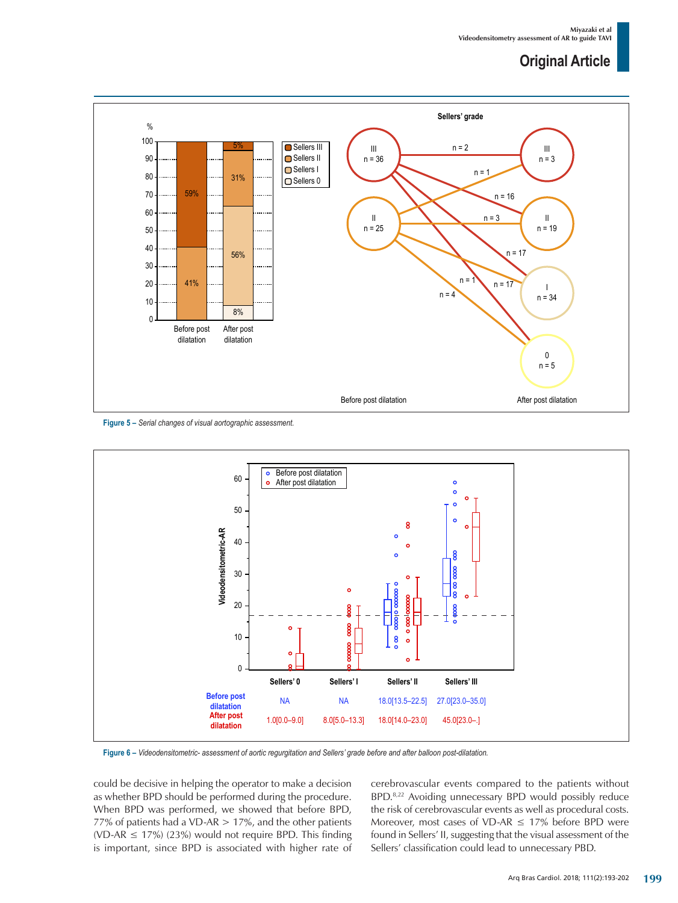Figure 5 – *Serial changes of visual aortographic assessment.*

| | Sellers' 0 | Sellers' I | Sellers' II | Sellers' III |
|---|---|---|---|---|
| Before post dilatation | NA | NA | 18.0[13.5–22.5] | 27.0[23.0–35.0] |
| After post dilatation | 1.0[0.0–9.0] | 8.0[5.0–13.3] | 18.0[14.0–23.0] | 45.0[23.0–.] |

Figure 6 – *Videodensitometric- assessment of aortic regurgitation and Sellers' grade before and after balloon post-dilatation.*

could be decisive in helping the operator to make a decision as whether BPD should be performed during the procedure. When BPD was performed, we showed that before BPD, 77% of patients had a VD-AR > 17%, and the other patients (VD-AR ≤ 17%) (23%) would not require BPD. This finding is important, since BPD is associated with higher rate of cerebrovascular events compared to the patients without BPD.[8,22] Avoiding unnecessary BPD would possibly reduce the risk of cerebrovascular events as well as procedural costs. Moreover, most cases of VD-AR ≤ 17% before BPD were found in Sellers' II, suggesting that the visual assessment of the Sellers' classification could lead to unnecessary PBD.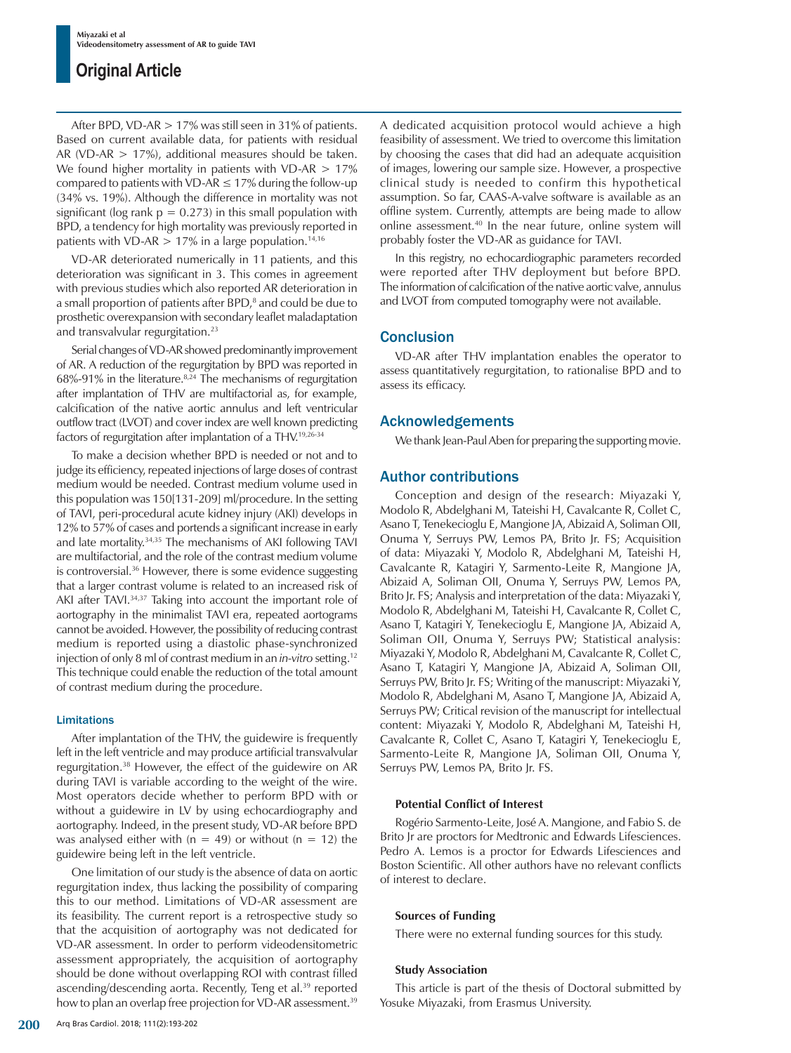After BPD, VD-AR > 17% was still seen in 31% of patients. Based on current available data, for patients with residual AR (VD-AR > 17%), additional measures should be taken. We found higher mortality in patients with VD-AR > 17% compared to patients with VD-AR ≤ 17% during the follow-up (34% vs. 19%). Although the difference in mortality was not significant (log rank p = 0.273) in this small population with BPD, a tendency for high mortality was previously reported in patients with VD-AR > 17% in a large population.[14,16]

VD-AR deteriorated numerically in 11 patients, and this deterioration was significant in 3. This comes in agreement with previous studies which also reported AR deterioration in a small proportion of patients after BPD,[8] and could be due to prosthetic overexpansion with secondary leaflet maladaptation and transvalvular regurgitation.[23]

Serial changes of VD-AR showed predominantly improvement of AR. A reduction of the regurgitation by BPD was reported in 68%-91% in the literature.[8,24] The mechanisms of regurgitation after implantation of THV are multifactorial as, for example, calcification of the native aortic annulus and left ventricular outflow tract (LVOT) and cover index are well known predicting factors of regurgitation after implantation of a THV.[19,26-34]

To make a decision whether BPD is needed or not and to judge its efficiency, repeated injections of large doses of contrast medium would be needed. Contrast medium volume used in this population was 150[131-209] ml/procedure. In the setting of TAVI, peri-procedural acute kidney injury (AKI) develops in 12% to 57% of cases and portends a significant increase in early and late mortality.[34,35] The mechanisms of AKI following TAVI are multifactorial, and the role of the contrast medium volume is controversial.[36] However, there is some evidence suggesting that a larger contrast volume is related to an increased risk of AKI after TAVI.[34,37] Taking into account the important role of aortography in the minimalist TAVI era, repeated aortograms cannot be avoided. However, the possibility of reducing contrast medium is reported using a diastolic phase-synchronized injection of only 8 ml of contrast medium in an *in-vitro* setting.[12] This technique could enable the reduction of the total amount of contrast medium during the procedure.

### Limitations

After implantation of the THV, the guidewire is frequently left in the left ventricle and may produce artificial transvalvular regurgitation.[38] However, the effect of the guidewire on AR during TAVI is variable according to the weight of the wire. Most operators decide whether to perform BPD with or without a guidewire in LV by using echocardiography and aortography. Indeed, in the present study, VD-AR before BPD was analysed either with (n = 49) or without (n = 12) the guidewire being left in the left ventricle.

One limitation of our study is the absence of data on aortic regurgitation index, thus lacking the possibility of comparing this to our method. Limitations of VD-AR assessment are its feasibility. The current report is a retrospective study so that the acquisition of aortography was not dedicated for VD-AR assessment. In order to perform videodensitometric assessment appropriately, the acquisition of aortography should be done without overlapping ROI with contrast filled ascending/descending aorta. Recently, Teng et al.[39] reported how to plan an overlap free projection for VD-AR assessment.[39] A dedicated acquisition protocol would achieve a high feasibility of assessment. We tried to overcome this limitation by choosing the cases that did had an adequate acquisition of images, lowering our sample size. However, a prospective clinical study is needed to confirm this hypothetical assumption. So far, CAAS-A-valve software is available as an offline system. Currently, attempts are being made to allow online assessment.[40] In the near future, online system will probably foster the VD-AR as guidance for TAVI.

In this registry, no echocardiographic parameters recorded were reported after THV deployment but before BPD. The information of calcification of the native aortic valve, annulus and LVOT from computed tomography were not available.

## Conclusion

VD-AR after THV implantation enables the operator to assess quantitatively regurgitation, to rationalise BPD and to assess its efficacy.

## Acknowledgements

We thank Jean-Paul Aben for preparing the supporting movie.

## Author contributions

Conception and design of the research: Miyazaki Y, Modolo R, Abdelghani M, Tateishi H, Cavalcante R, Collet C, Asano T, Tenekecioglu E, Mangione JA, Abizaid A, Soliman OII, Onuma Y, Serruys PW, Lemos PA, Brito Jr. FS; Acquisition of data: Miyazaki Y, Modolo R, Abdelghani M, Tateishi H, Cavalcante R, Katagiri Y, Sarmento-Leite R, Mangione JA, Abizaid A, Soliman OII, Onuma Y, Serruys PW, Lemos PA, Brito Jr. FS; Analysis and interpretation of the data: Miyazaki Y, Modolo R, Abdelghani M, Tateishi H, Cavalcante R, Collet C, Asano T, Katagiri Y, Tenekecioglu E, Mangione JA, Abizaid A, Soliman OII, Onuma Y, Serruys PW; Statistical analysis: Miyazaki Y, Modolo R, Abdelghani M, Cavalcante R, Collet C, Asano T, Katagiri Y, Mangione JA, Abizaid A, Soliman OII, Serruys PW, Brito Jr. FS; Writing of the manuscript: Miyazaki Y, Modolo R, Abdelghani M, Asano T, Mangione JA, Abizaid A, Serruys PW; Critical revision of the manuscript for intellectual content: Miyazaki Y, Modolo R, Abdelghani M, Tateishi H, Cavalcante R, Collet C, Asano T, Katagiri Y, Tenekecioglu E, Sarmento-Leite R, Mangione JA, Soliman OII, Onuma Y, Serruys PW, Lemos PA, Brito Jr. FS.

#### Potential Conflict of Interest

Rogério Sarmento-Leite, José A. Mangione, and Fabio S. de Brito Jr are proctors for Medtronic and Edwards Lifesciences. Pedro A. Lemos is a proctor for Edwards Lifesciences and Boston Scientific. All other authors have no relevant conflicts of interest to declare.

#### Sources of Funding

There were no external funding sources for this study.

#### Study Association

This article is part of the thesis of Doctoral submitted by Yosuke Miyazaki, from Erasmus University.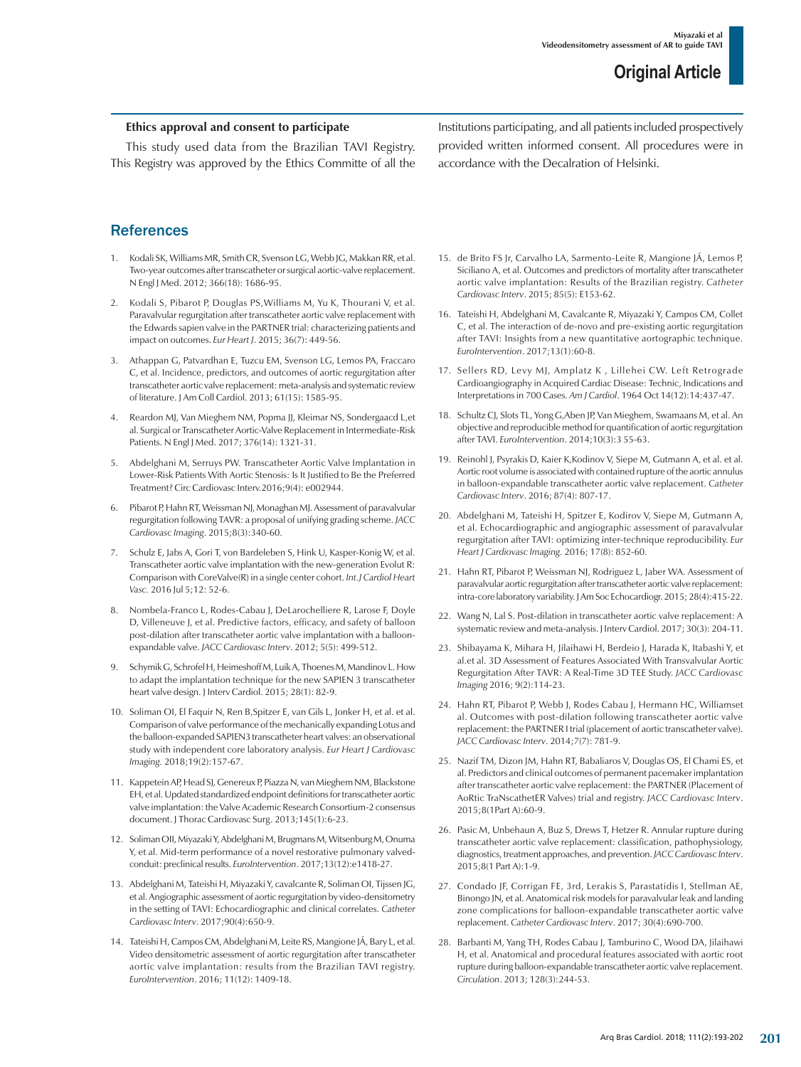**Ethics approval and consent to participate**

This study used data from the Brazilian TAVI Registry. This Registry was approved by the Ethics Committe of all the Institutions participating, and all patients included prospectively provided written informed consent. All procedures were in accordance with the Decalration of Helsinki.

## References

1. Kodali SK, Williams MR, Smith CR, Svenson LG, Webb JG, Makkan RR, et al. Two-year outcomes after transcatheter or surgical aortic-valve replacement. N Engl J Med. 2012; 366(18): 1686-95.
2. Kodali S, Pibarot P, Douglas PS,Williams M, Yu K, Thourani V, et al. Paravalvular regurgitation after transcatheter aortic valve replacement with the Edwards sapien valve in the PARTNER trial: characterizing patients and impact on outcomes. *Eur Heart J*. 2015; 36(7): 449-56.
3. Athappan G, Patvardhan E, Tuzcu EM, Svenson LG, Lemos PA, Fraccaro C, et al. Incidence, predictors, and outcomes of aortic regurgitation after transcatheter aortic valve replacement: meta-analysis and systematic review of literature. J Am Coll Cardiol. 2013; 61(15): 1585-95.
4. Reardon MJ, Van Mieghem NM, Popma JJ, Kleimar NS, Sondergaacd L,et al. Surgical or Transcatheter Aortic-Valve Replacement in Intermediate-Risk Patients. N Engl J Med. 2017; 376(14): 1321-31.
5. Abdelghani M, Serruys PW. Transcatheter Aortic Valve Implantation in Lower-Risk Patients With Aortic Stenosis: Is It Justified to Be the Preferred Treatment? Circ Cardiovasc Interv.2016;9(4): e002944.
6. Pibarot P, Hahn RT, Weissman NJ, Monaghan MJ. Assessment of paravalvular regurgitation following TAVR: a proposal of unifying grading scheme. *JACC Cardiovasc Imaging*. 2015;8(3):340-60.
7. Schulz E, Jabs A, Gori T, von Bardeleben S, Hink U, Kasper-Konig W, et al. Transcatheter aortic valve implantation with the new-generation Evolut R: Comparison with CoreValve(R) in a single center cohort. *Int.J Cardiol Heart Vasc.* 2016 Jul 5;12: 52-6.
8. Nombela-Franco L, Rodes-Cabau J, DeLarochelliere R, Larose F, Doyle D, Villeneuve J, et al. Predictive factors, efficacy, and safety of balloon post-dilation after transcatheter aortic valve implantation with a balloon-expandable valve. *JACC Cardiovasc Interv*. 2012; 5(5): 499-512.
9. Schymik G, Schrofel H, Heimeshoff M, Luik A, Thoenes M, Mandinov L. How to adapt the implantation technique for the new SAPIEN 3 transcatheter heart valve design. J Interv Cardiol. 2015; 28(1): 82-9.
10. Soliman OI, El Faquir N, Ren B,Spitzer E, van Gils L, Jonker H, et al. et al. Comparison of valve performance of the mechanically expanding Lotus and the balloon-expanded SAPIEN3 transcatheter heart valves: an observational study with independent core laboratory analysis. *Eur Heart J Cardiovasc Imaging.* 2018;19(2):157-67.
11. Kappetein AP, Head SJ, Genereux P, Piazza N, van Mieghem NM, Blackstone EH, et al. Updated standardized endpoint definitions for transcatheter aortic valve implantation: the Valve Academic Research Consortium-2 consensus document. J Thorac Cardiovasc Surg. 2013;145(1):6-23.
12. Soliman OII, Miyazaki Y, Abdelghani M, Brugmans M, Witsenburg M, Onuma Y, et al. Mid-term performance of a novel restorative pulmonary valved-conduit: preclinical results. *EuroIntervention*. 2017;13(12):e1418-27.
13. Abdelghani M, Tateishi H, Miyazaki Y, cavalcante R, Soliman OI, Tijssen JG, et al. Angiographic assessment of aortic regurgitation by video-densitometry in the setting of TAVI: Echocardiographic and clinical correlates. *Catheter Cardiovasc Interv*. 2017;90(4):650-9.
14. Tateishi H, Campos CM, Abdelghani M, Leite RS, Mangione JÁ, Bary L, et al. Video densitometric assessment of aortic regurgitation after transcatheter aortic valve implantation: results from the Brazilian TAVI registry. *EuroIntervention*. 2016; 11(12): 1409-18.
15. de Brito FS Jr, Carvalho LA, Sarmento-Leite R, Mangione JÁ, Lemos P, Siciliano A, et al. Outcomes and predictors of mortality after transcatheter aortic valve implantation: Results of the Brazilian registry. *Catheter Cardiovasc Interv*. 2015; 85(5): E153-62.
16. Tateishi H, Abdelghani M, Cavalcante R, Miyazaki Y, Campos CM, Collet C, et al. The interaction of de-novo and pre-existing aortic regurgitation after TAVI: Insights from a new quantitative aortographic technique. *EuroIntervention*. 2017;13(1):60-8.
17. Sellers RD, Levy MJ, Amplatz K , Lillehei CW. Left Retrograde Cardioangiography in Acquired Cardiac Disease: Technic, Indications and Interpretations in 700 Cases. *Am J Cardiol*. 1964 Oct 14(12):14:437-47.
18. Schultz CJ, Slots TL, Yong G,Aben JP, Van Mieghem, Swamaans M, et al. An objective and reproducible method for quantification of aortic regurgitation after TAVI. *EuroIntervention*. 2014;10(3):3 55-63.
19. Reinohl J, Psyrakis D, Kaier K,Kodinov V, Siepe M, Gutmann A, et al. et al. Aortic root volume is associated with contained rupture of the aortic annulus in balloon-expandable transcatheter aortic valve replacement. *Catheter Cardiovasc Interv*. 2016; 87(4): 807-17.
20. Abdelghani M, Tateishi H, Spitzer E, Kodirov V, Siepe M, Gutmann A, et al. Echocardiographic and angiographic assessment of paravalvular regurgitation after TAVI: optimizing inter-technique reproducibility. *Eur Heart J Cardiovasc Imaging.* 2016; 17(8): 852-60.
21. Hahn RT, Pibarot P, Weissman NJ, Rodriguez L, Jaber WA. Assessment of paravalvular aortic regurgitation after transcatheter aortic valve replacement: intra-core laboratory variability. J Am Soc Echocardiogr. 2015; 28(4):415-22.
22. Wang N, Lal S. Post-dilation in transcatheter aortic valve replacement: A systematic review and meta-analysis. J Interv Cardiol. 2017; 30(3): 204-11.
23. Shibayama K, Mihara H, Jilaihawi H, Berdeio J, Harada K, Itabashi Y, et al.et al. 3D Assessment of Features Associated With Transvalvular Aortic Regurgitation After TAVR: A Real-Time 3D TEE Study. *JACC Cardiovasc Imaging* 2016; 9(2):114-23.
24. Hahn RT, Pibarot P, Webb J, Rodes Cabau J, Hermann HC, Williamset al. Outcomes with post-dilation following transcatheter aortic valve replacement: the PARTNER I trial (placement of aortic transcatheter valve). *JACC Cardiovasc Interv*. 2014;7(7): 781-9.
25. Nazif TM, Dizon JM, Hahn RT, Babaliaros V, Douglas OS, El Chami ES, et al. Predictors and clinical outcomes of permanent pacemaker implantation after transcatheter aortic valve replacement: the PARTNER (Placement of AoRtic TraNscathetER Valves) trial and registry. *JACC Cardiovasc Interv*. 2015;8(1Part A):60-9.
26. Pasic M, Unbehaun A, Buz S, Drews T, Hetzer R. Annular rupture during transcatheter aortic valve replacement: classification, pathophysiology, diagnostics, treatment approaches, and prevention. *JACC Cardiovasc Interv*. 2015;8(1 Part A):1-9.
27. Condado JF, Corrigan FE, 3rd, Lerakis S, Parastatidis I, Stellman AE, Binongo JN, et al. Anatomical risk models for paravalvular leak and landing zone complications for balloon-expandable transcatheter aortic valve replacement. *Catheter Cardiovasc Interv*. 2017; 30(4):690-700.
28. Barbanti M, Yang TH, Rodes Cabau J, Tamburino C, Wood DA, Jilaihawi H, et al. Anatomical and procedural features associated with aortic root rupture during balloon-expandable transcatheter aortic valve replacement. *Circulation*. 2013; 128(3):244-53.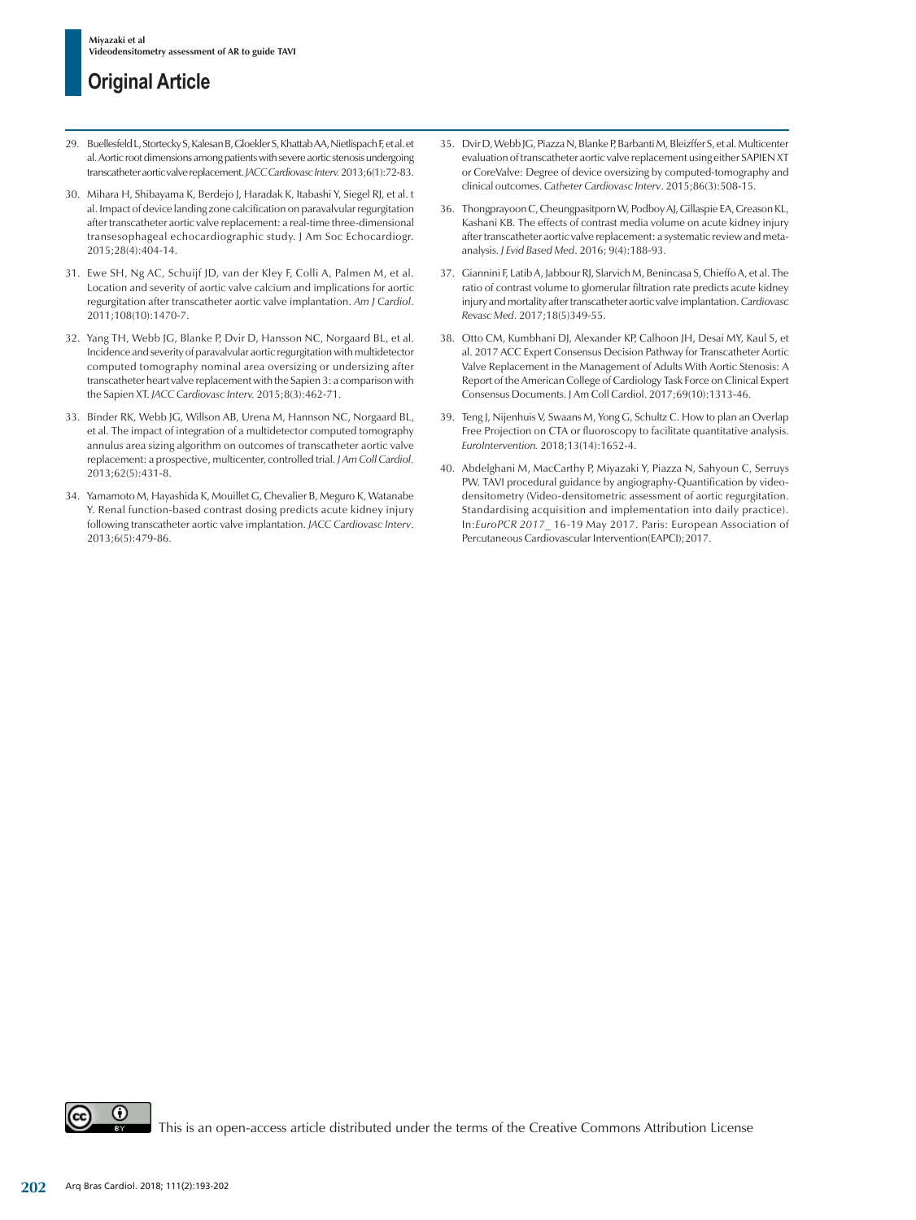29. Buellesfeld L, Stortecky S, Kalesan B, Gloekler S, Khattab AA, Nietlispach F, et al. et al. Aortic root dimensions among patients with severe aortic stenosis undergoing transcatheter aortic valve replacement. *JACC Cardiovasc Interv.* 2013;6(1):72-83.

30. Mihara H, Shibayama K, Berdejo J, Haradak K, Itabashi Y, Siegel RJ, et al. t al. Impact of device landing zone calcification on paravalvular regurgitation after transcatheter aortic valve replacement: a real-time three-dimensional transesophageal echocardiographic study. J Am Soc Echocardiogr. 2015;28(4):404-14.

31. Ewe SH, Ng AC, Schuijf JD, van der Kley F, Colli A, Palmen M, et al. Location and severity of aortic valve calcium and implications for aortic regurgitation after transcatheter aortic valve implantation. *Am J Cardiol*. 2011;108(10):1470-7.

32. Yang TH, Webb JG, Blanke P, Dvir D, Hansson NC, Norgaard BL, et al. Incidence and severity of paravalvular aortic regurgitation with multidetector computed tomography nominal area oversizing or undersizing after transcatheter heart valve replacement with the Sapien 3: a comparison with the Sapien XT. *JACC Cardiovasc Interv.* 2015;8(3):462-71.

33. Binder RK, Webb JG, Willson AB, Urena M, Hannson NC, Norgaard BL, et al. The impact of integration of a multidetector computed tomography annulus area sizing algorithm on outcomes of transcatheter aortic valve replacement: a prospective, multicenter, controlled trial. *J Am Coll Cardiol.* 2013;62(5):431-8.

34. Yamamoto M, Hayashida K, Mouillet G, Chevalier B, Meguro K, Watanabe Y. Renal function-based contrast dosing predicts acute kidney injury following transcatheter aortic valve implantation. *JACC Cardiovasc Interv*. 2013;6(5):479-86.

35. Dvir D, Webb JG, Piazza N, Blanke P, Barbanti M, Bleizffer S, et al. Multicenter evaluation of transcatheter aortic valve replacement using either SAPIEN XT or CoreValve: Degree of device oversizing by computed-tomography and clinical outcomes. *Catheter Cardiovasc Interv*. 2015;86(3):508-15.

36. Thongprayoon C, Cheungpasitporn W, Podboy AJ, Gillaspie EA, Greason KL, Kashani KB. The effects of contrast media volume on acute kidney injury after transcatheter aortic valve replacement: a systematic review and meta-analysis. *J Evid Based Med*. 2016; 9(4):188-93.

37. Giannini F, Latib A, Jabbour RJ, Slarvich M, Benincasa S, Chieffo A, et al. The ratio of contrast volume to glomerular filtration rate predicts acute kidney injury and mortality after transcatheter aortic valve implantation. *Cardiovasc Revasc Med*. 2017;18(5)349-55.

38. Otto CM, Kumbhani DJ, Alexander KP, Calhoon JH, Desai MY, Kaul S, et al. 2017 ACC Expert Consensus Decision Pathway for Transcatheter Aortic Valve Replacement in the Management of Adults With Aortic Stenosis: A Report of the American College of Cardiology Task Force on Clinical Expert Consensus Documents. J Am Coll Cardiol. 2017;69(10):1313-46.

39. Teng J, Nijenhuis V, Swaans M, Yong G, Schultz C. How to plan an Overlap Free Projection on CTA or fluoroscopy to facilitate quantitative analysis. *EuroIntervention.* 2018;13(14):1652-4.

40. Abdelghani M, MacCarthy P, Miyazaki Y, Piazza N, Sahyoun C, Serruys PW. TAVI procedural guidance by angiography-Quantification by video-densitometry (Video-densitometric assessment of aortic regurgitation. Standardising acquisition and implementation into daily practice). In:*EuroPCR 2017*_ 16-19 May 2017. Paris: European Association of Percutaneous Cardiovascular Intervention(EAPCI);2017.

This is an open-access article distributed under the terms of the Creative Commons Attribution License